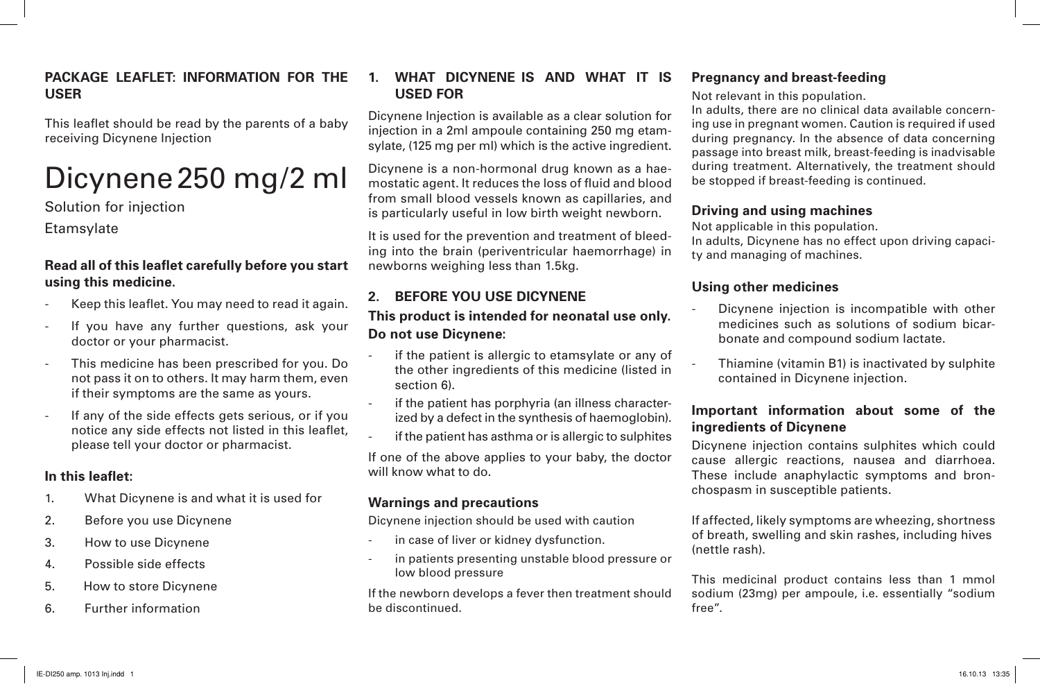**PACKAGE LEAFLET: INFORMATION FOR THE USER**

This leaflet should be read by the parents of a baby receiving Dicynene Injection

# Dicynene 250 mg/2 ml

Solution for injection

Etamsylate

**Read all of this leaflet carefully before you start using this medicine.**

- Keep this leaflet. You may need to read it again.
- If you have any further questions, ask your doctor or your pharmacist.
- This medicine has been prescribed for you. Do not pass it on to others. It may harm them, even if their symptoms are the same as yours.
- If any of the side effects gets serious, or if you notice any side effects not listed in this leaflet, please tell your doctor or pharmacist.

**In this leaflet:**

1. What Dicynene is and what it is used for
2. Before you use Dicynene
3. How to use Dicynene
4. Possible side effects
5. How to store Dicynene
6. Further information

## 1. WHAT DICYNENE IS AND WHAT IT IS USED FOR

Dicynene Injection is available as a clear solution for injection in a 2ml ampoule containing 250 mg etamsylate, (125 mg per ml) which is the active ingredient.

Dicynene is a non-hormonal drug known as a haemostatic agent. It reduces the loss of fluid and blood from small blood vessels known as capillaries, and is particularly useful in low birth weight newborn.

It is used for the prevention and treatment of bleeding into the brain (periventricular haemorrhage) in newborns weighing less than 1.5kg.

## 2. BEFORE YOU USE DICYNENE

**This product is intended for neonatal use only.**

**Do not use Dicynene:**

- if the patient is allergic to etamsylate or any of the other ingredients of this medicine (listed in section 6).
- if the patient has porphyria (an illness characterized by a defect in the synthesis of haemoglobin).
- if the patient has asthma or is allergic to sulphites

If one of the above applies to your baby, the doctor will know what to do.

### Warnings and precautions

Dicynene injection should be used with caution

- in case of liver or kidney dysfunction.
- in patients presenting unstable blood pressure or low blood pressure

If the newborn develops a fever then treatment should be discontinued.

### Pregnancy and breast-feeding

Not relevant in this population.
In adults, there are no clinical data available concerning use in pregnant women. Caution is required if used during pregnancy. In the absence of data concerning passage into breast milk, breast-feeding is inadvisable during treatment. Alternatively, the treatment should be stopped if breast-feeding is continued.

### Driving and using machines

Not applicable in this population.
In adults, Dicynene has no effect upon driving capacity and managing of machines.

### Using other medicines

- Dicynene injection is incompatible with other medicines such as solutions of sodium bicarbonate and compound sodium lactate.
- Thiamine (vitamin B1) is inactivated by sulphite contained in Dicynene injection.

### Important information about some of the ingredients of Dicynene

Dicynene injection contains sulphites which could cause allergic reactions, nausea and diarrhoea. These include anaphylactic symptoms and bronchospasm in susceptible patients.

If affected, likely symptoms are wheezing, shortness of breath, swelling and skin rashes, including hives (nettle rash).

This medicinal product contains less than 1 mmol sodium (23mg) per ampoule, i.e. essentially "sodium free".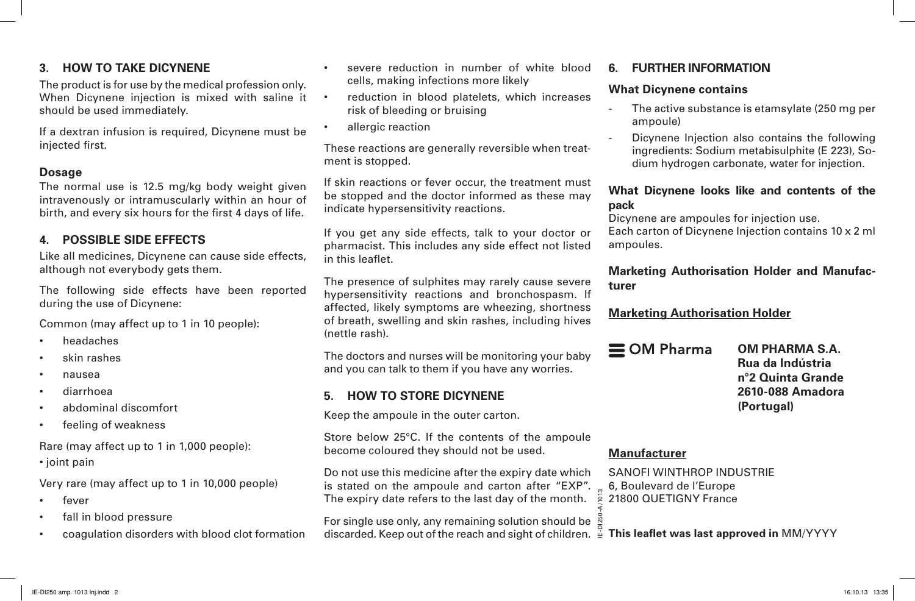## 3. HOW TO TAKE DICYNENE

The product is for use by the medical profession only. When Dicynene injection is mixed with saline it should be used immediately.

If a dextran infusion is required, Dicynene must be injected first.

### Dosage

The normal use is 12.5 mg/kg body weight given intravenously or intramuscularly within an hour of birth, and every six hours for the first 4 days of life.

## 4. POSSIBLE SIDE EFFECTS

Like all medicines, Dicynene can cause side effects, although not everybody gets them.

The following side effects have been reported during the use of Dicynene:

Common (may affect up to 1 in 10 people):

- headaches
- skin rashes
- nausea
- diarrhoea
- abdominal discomfort
- feeling of weakness

Rare (may affect up to 1 in 1,000 people):

- joint pain

Very rare (may affect up to 1 in 10,000 people)

- fever
- fall in blood pressure
- coagulation disorders with blood clot formation
- severe reduction in number of white blood cells, making infections more likely
- reduction in blood platelets, which increases risk of bleeding or bruising
- allergic reaction

These reactions are generally reversible when treatment is stopped.

If skin reactions or fever occur, the treatment must be stopped and the doctor informed as these may indicate hypersensitivity reactions.

If you get any side effects, talk to your doctor or pharmacist. This includes any side effect not listed in this leaflet.

The presence of sulphites may rarely cause severe hypersensitivity reactions and bronchospasm. If affected, likely symptoms are wheezing, shortness of breath, swelling and skin rashes, including hives (nettle rash).

The doctors and nurses will be monitoring your baby and you can talk to them if you have any worries.

## 5. HOW TO STORE DICYNENE

Keep the ampoule in the outer carton.

Store below 25°C. If the contents of the ampoule become coloured they should not be used.

Do not use this medicine after the expiry date which is stated on the ampoule and carton after "EXP". The expiry date refers to the last day of the month.

For single use only, any remaining solution should be discarded. Keep out of the reach and sight of children.

IE-DI250-A/1013

## 6. FURTHER INFORMATION

### What Dicynene contains

- The active substance is etamsylate (250 mg per ampoule)
- Dicynene Injection also contains the following ingredients: Sodium metabisulphite (E 223), Sodium hydrogen carbonate, water for injection.

### What Dicynene looks like and contents of the pack

Dicynene are ampoules for injection use.
Each carton of Dicynene Injection contains 10 x 2 ml ampoules.

### Marketing Authorisation Holder and Manufacturer

**Marketing Authorisation Holder**

OM Pharma

**OM PHARMA S.A.**
**Rua da Indústria**
**n°2 Quinta Grande**
**2610-088 Amadora**
**(Portugal)**

**Manufacturer**

SANOFI WINTHROP INDUSTRIE
6, Boulevard de l'Europe
21800 QUETIGNY France

**This leaflet was last approved in** MM/YYYY